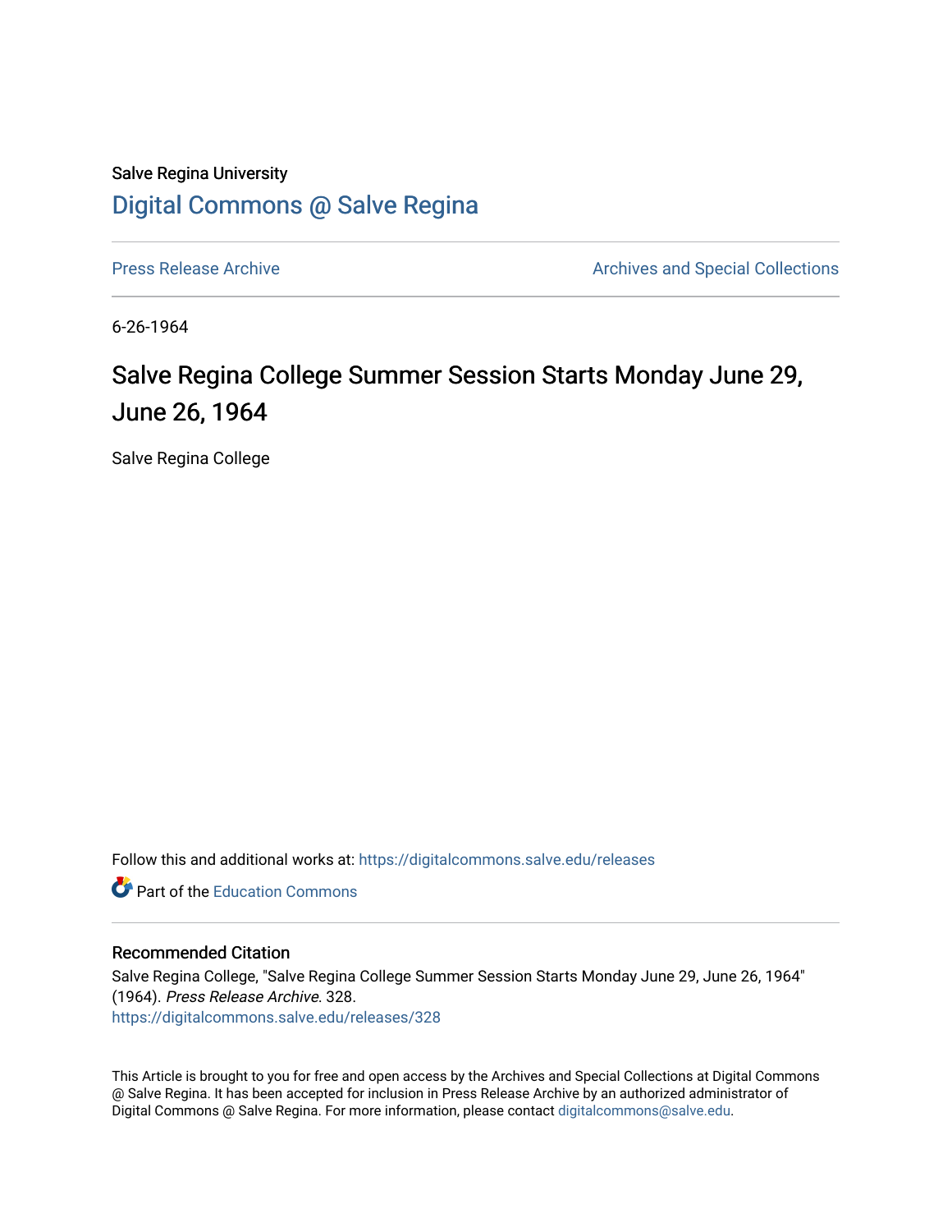Salve Regina University

# Digital Commons @ Salve Regina

Press Release Archive

Archives and Special Collections

6-26-1964

# Salve Regina College Summer Session Starts Monday June 29, June 26, 1964

Salve Regina College

Follow this and additional works at: https://digitalcommons.salve.edu/releases

Part of the Education Commons

## Recommended Citation

Salve Regina College, "Salve Regina College Summer Session Starts Monday June 29, June 26, 1964" (1964). *Press Release Archive*. 328.
https://digitalcommons.salve.edu/releases/328

This Article is brought to you for free and open access by the Archives and Special Collections at Digital Commons @ Salve Regina. It has been accepted for inclusion in Press Release Archive by an authorized administrator of Digital Commons @ Salve Regina. For more information, please contact digitalcommons@salve.edu.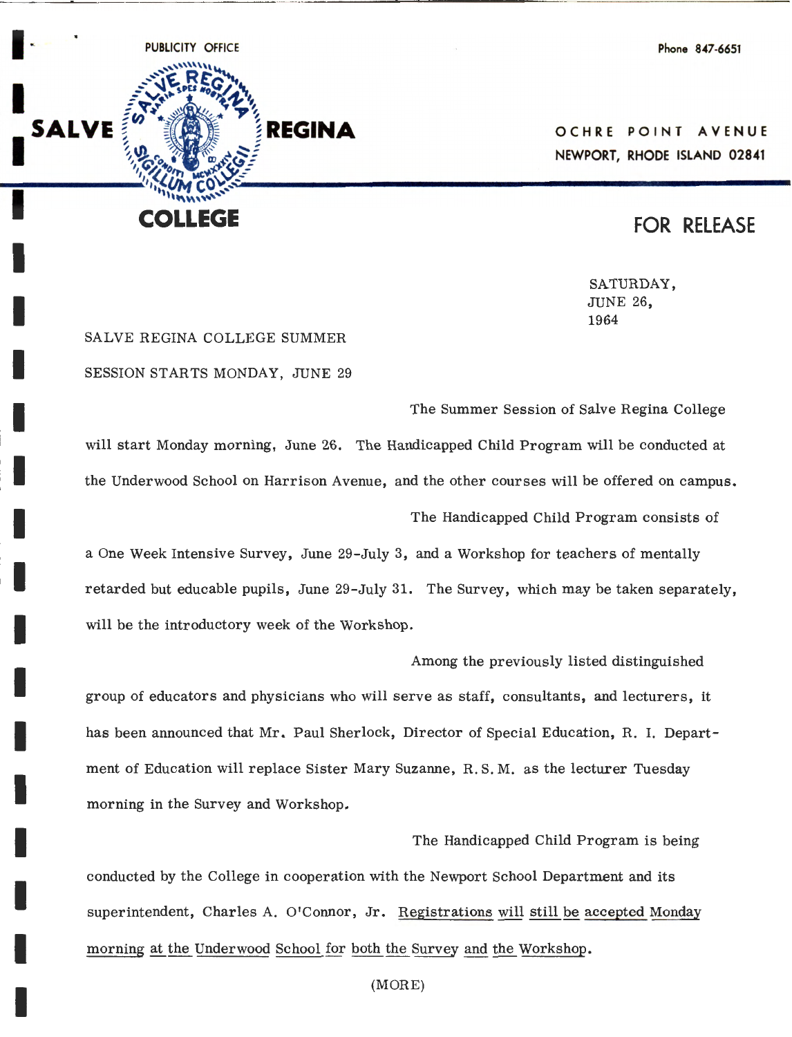PUBLICITY OFFICE

Phone 847-6651

**SALVE REGINA COLLEGE**

OCHRE POINT AVENUE
NEWPORT, RHODE ISLAND 02841

## FOR RELEASE

SATURDAY,
JUNE 26,
1964

SALVE REGINA COLLEGE SUMMER

SESSION STARTS MONDAY, JUNE 29

The Summer Session of Salve Regina College will start Monday morning, June 26. The Handicapped Child Program will be conducted at the Underwood School on Harrison Avenue, and the other courses will be offered on campus.

The Handicapped Child Program consists of a One Week Intensive Survey, June 29-July 3, and a Workshop for teachers of mentally retarded but educable pupils, June 29-July 31. The Survey, which may be taken separately, will be the introductory week of the Workshop.

Among the previously listed distinguished group of educators and physicians who will serve as staff, consultants, and lecturers, it has been announced that Mr. Paul Sherlock, Director of Special Education, R. I. Department of Education will replace Sister Mary Suzanne, R. S. M. as the lecturer Tuesday morning in the Survey and Workshop.

The Handicapped Child Program is being conducted by the College in cooperation with the Newport School Department and its superintendent, Charles A. O'Connor, Jr. Registrations will still be accepted Monday morning at the Underwood School for both the Survey and the Workshop.

(MORE)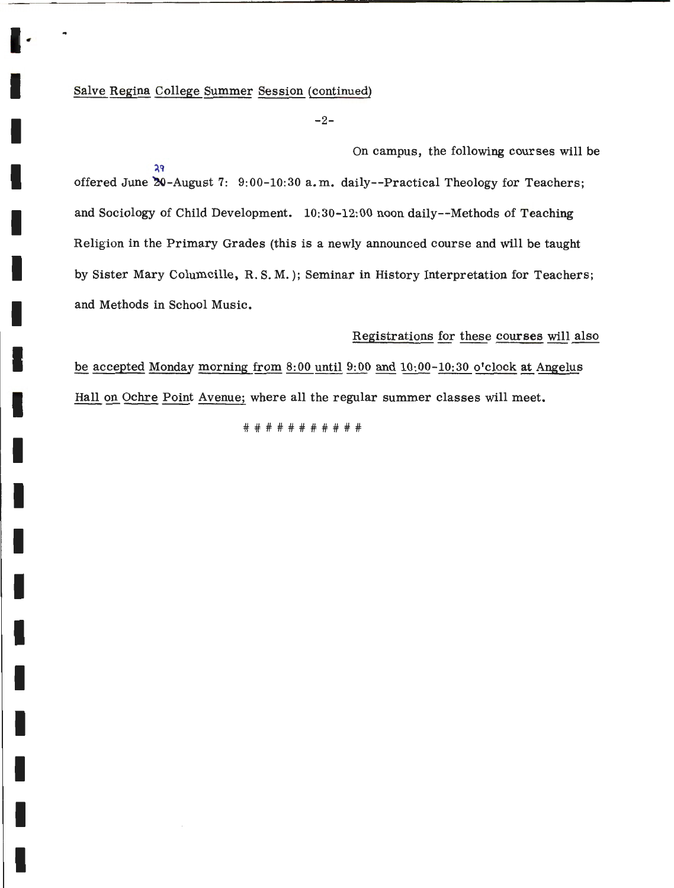Salve Regina College Summer Session (continued)

On campus, the following courses will be offered June 29-August 7: 9:00-10:30 a.m. daily--Practical Theology for Teachers; and Sociology of Child Development. 10:30-12:00 noon daily--Methods of Teaching Religion in the Primary Grades (this is a newly announced course and will be taught by Sister Mary Columcille, R. S. M.); Seminar in History Interpretation for Teachers; and Methods in School Music.

Registrations for these courses will also be accepted Monday morning from 8:00 until 9:00 and 10:00-10:30 o'clock at Angelus Hall on Ochre Point Avenue; where all the regular summer classes will meet.

# # # # # # # # # # #